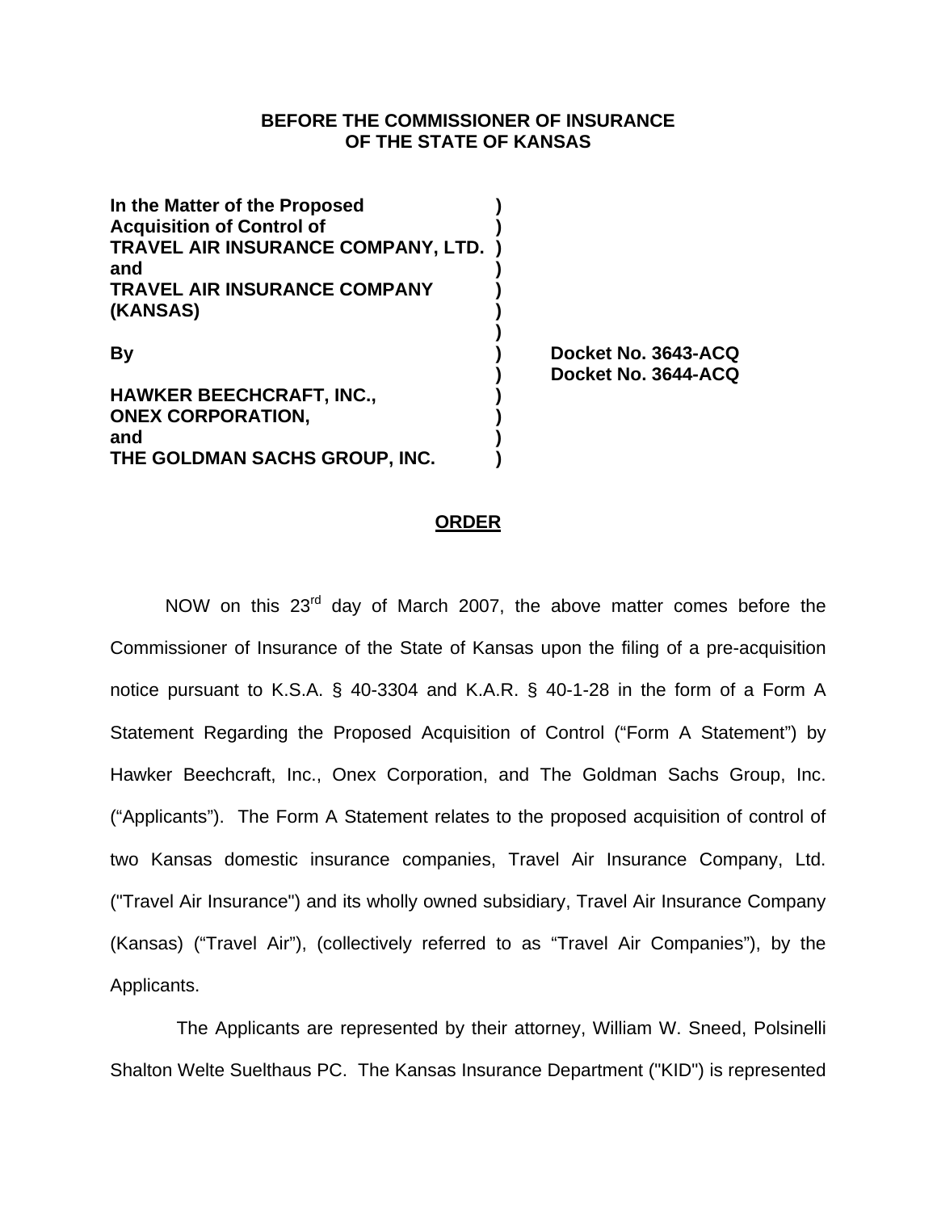**BEFORE THE COMMISSIONER OF INSURANCE**
**OF THE STATE OF KANSAS**

| | | |
|---|---|---|
| **In the Matter of the Proposed** | **)** | |
| **Acquisition of Control of** | **)** | |
| **TRAVEL AIR INSURANCE COMPANY, LTD.** | **)** | |
| **and** | **)** | |
| **TRAVEL AIR INSURANCE COMPANY** | **)** | |
| **(KANSAS)** | **)** | |
| | **)** | |
| **By** | **)** | **Docket No. 3643-ACQ** |
| | **)** | **Docket No. 3644-ACQ** |
| **HAWKER BEECHCRAFT, INC.,** | **)** | |
| **ONEX CORPORATION,** | **)** | |
| **and** | **)** | |
| **THE GOLDMAN SACHS GROUP, INC.** | **)** | |

**ORDER**

NOW on this 23rd day of March 2007, the above matter comes before the Commissioner of Insurance of the State of Kansas upon the filing of a pre-acquisition notice pursuant to K.S.A. § 40-3304 and K.A.R. § 40-1-28 in the form of a Form A Statement Regarding the Proposed Acquisition of Control ("Form A Statement") by Hawker Beechcraft, Inc., Onex Corporation, and The Goldman Sachs Group, Inc. ("Applicants"). The Form A Statement relates to the proposed acquisition of control of two Kansas domestic insurance companies, Travel Air Insurance Company, Ltd. ("Travel Air Insurance") and its wholly owned subsidiary, Travel Air Insurance Company (Kansas) ("Travel Air"), (collectively referred to as "Travel Air Companies"), by the Applicants.

The Applicants are represented by their attorney, William W. Sneed, Polsinelli Shalton Welte Suelthaus PC. The Kansas Insurance Department ("KID") is represented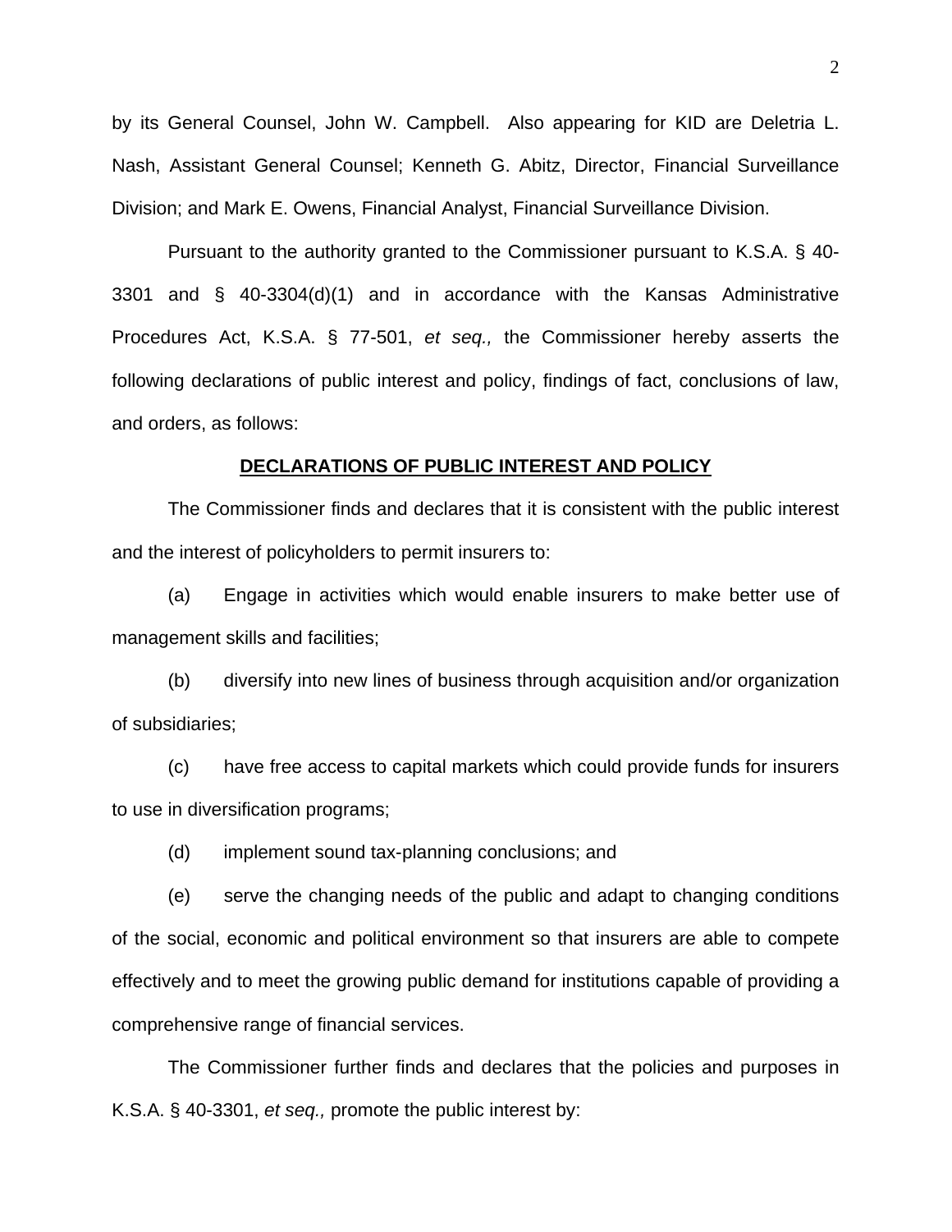by its General Counsel, John W. Campbell. Also appearing for KID are Deletria L. Nash, Assistant General Counsel; Kenneth G. Abitz, Director, Financial Surveillance Division; and Mark E. Owens, Financial Analyst, Financial Surveillance Division.

Pursuant to the authority granted to the Commissioner pursuant to K.S.A. § 40-3301 and § 40-3304(d)(1) and in accordance with the Kansas Administrative Procedures Act, K.S.A. § 77-501, *et seq.,* the Commissioner hereby asserts the following declarations of public interest and policy, findings of fact, conclusions of law, and orders, as follows:

## DECLARATIONS OF PUBLIC INTEREST AND POLICY

The Commissioner finds and declares that it is consistent with the public interest and the interest of policyholders to permit insurers to:

(a) Engage in activities which would enable insurers to make better use of management skills and facilities;

(b) diversify into new lines of business through acquisition and/or organization of subsidiaries;

(c) have free access to capital markets which could provide funds for insurers to use in diversification programs;

(d) implement sound tax-planning conclusions; and

(e) serve the changing needs of the public and adapt to changing conditions of the social, economic and political environment so that insurers are able to compete effectively and to meet the growing public demand for institutions capable of providing a comprehensive range of financial services.

The Commissioner further finds and declares that the policies and purposes in K.S.A. § 40-3301, *et seq.,* promote the public interest by: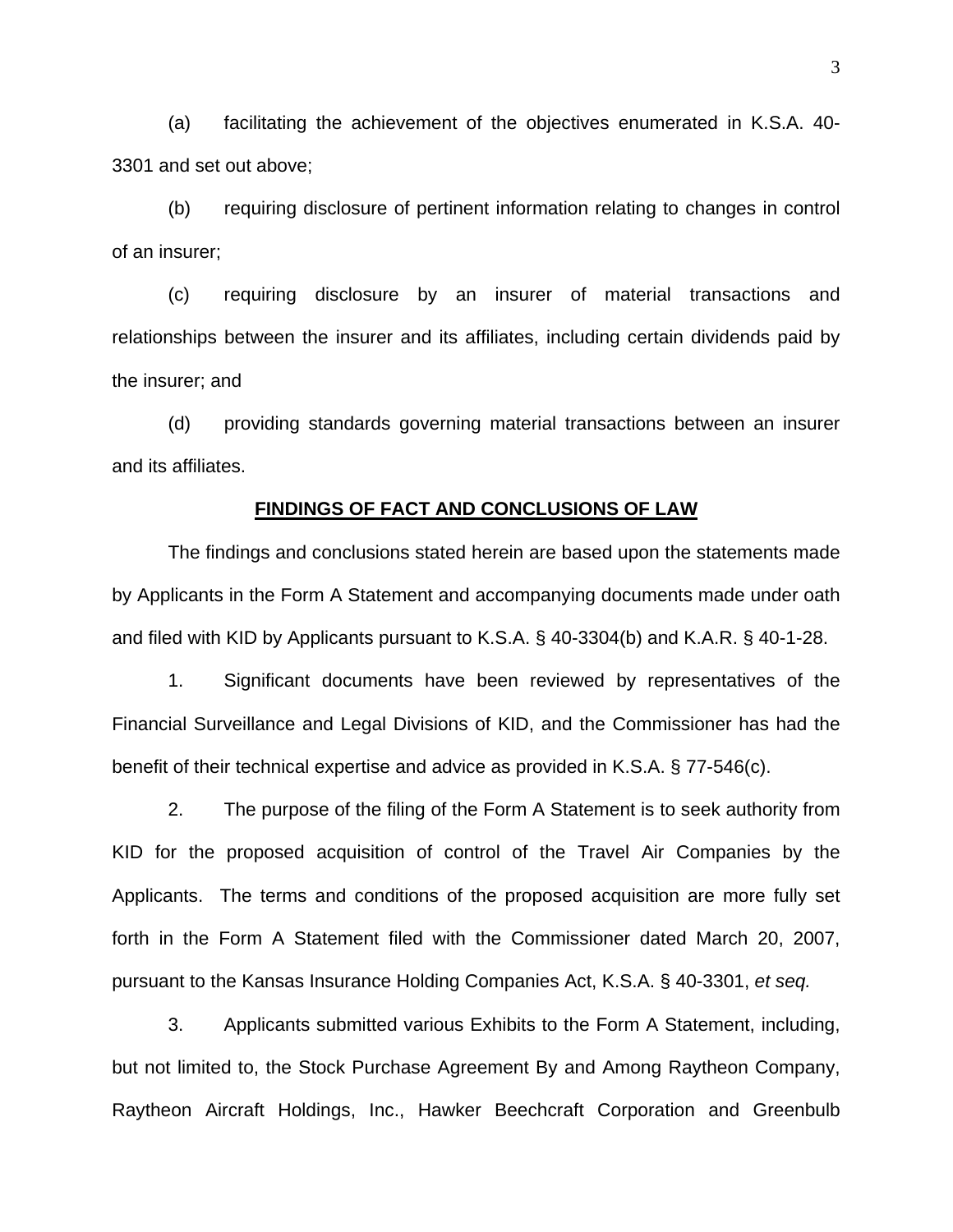(a) facilitating the achievement of the objectives enumerated in K.S.A. 40-3301 and set out above;

(b) requiring disclosure of pertinent information relating to changes in control of an insurer;

(c) requiring disclosure by an insurer of material transactions and relationships between the insurer and its affiliates, including certain dividends paid by the insurer; and

(d) providing standards governing material transactions between an insurer and its affiliates.

## FINDINGS OF FACT AND CONCLUSIONS OF LAW

The findings and conclusions stated herein are based upon the statements made by Applicants in the Form A Statement and accompanying documents made under oath and filed with KID by Applicants pursuant to K.S.A. § 40-3304(b) and K.A.R. § 40-1-28.

1. Significant documents have been reviewed by representatives of the Financial Surveillance and Legal Divisions of KID, and the Commissioner has had the benefit of their technical expertise and advice as provided in K.S.A. § 77-546(c).

2. The purpose of the filing of the Form A Statement is to seek authority from KID for the proposed acquisition of control of the Travel Air Companies by the Applicants. The terms and conditions of the proposed acquisition are more fully set forth in the Form A Statement filed with the Commissioner dated March 20, 2007, pursuant to the Kansas Insurance Holding Companies Act, K.S.A. § 40-3301, *et seq.*

3. Applicants submitted various Exhibits to the Form A Statement, including, but not limited to, the Stock Purchase Agreement By and Among Raytheon Company, Raytheon Aircraft Holdings, Inc., Hawker Beechcraft Corporation and Greenbulb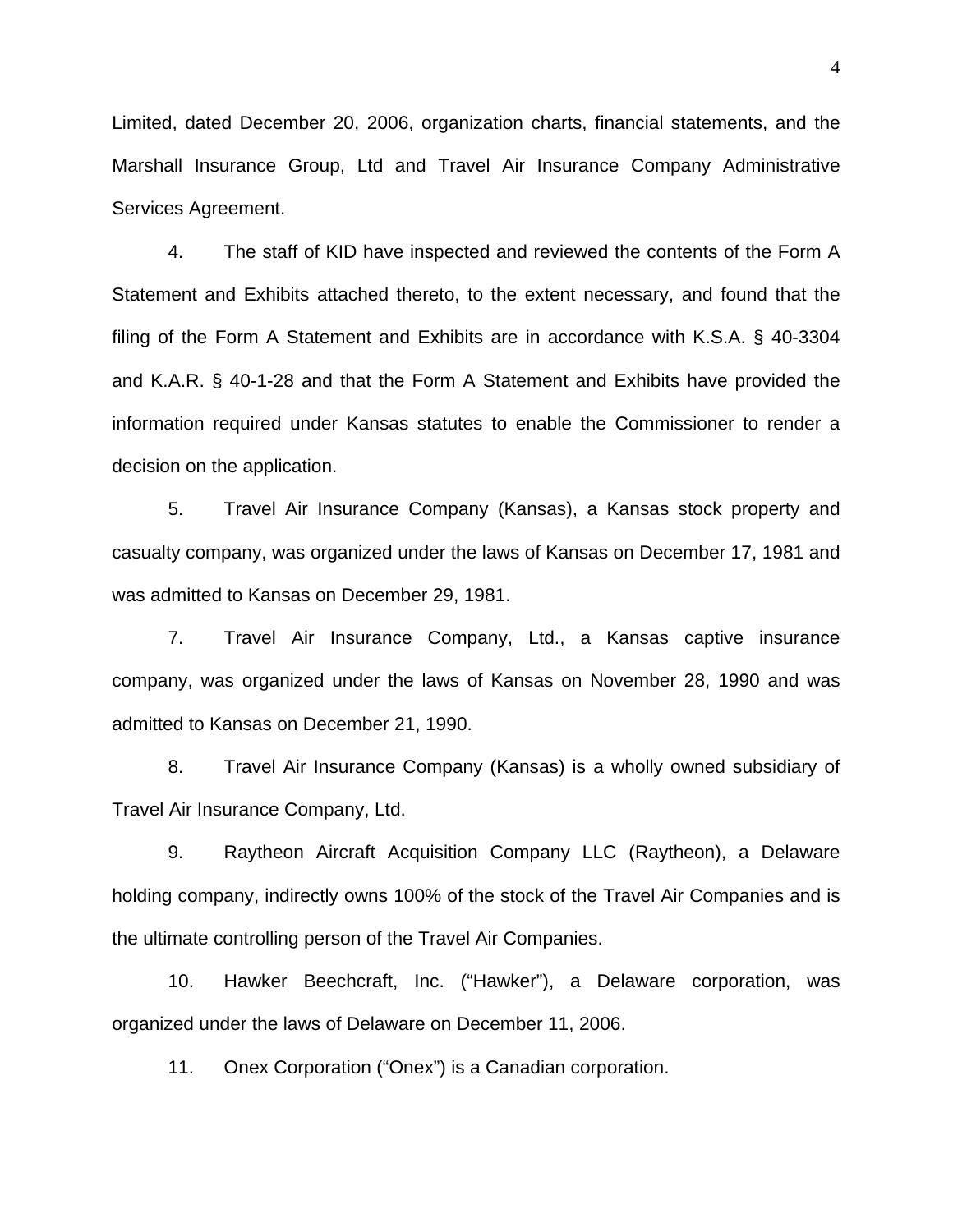Limited, dated December 20, 2006, organization charts, financial statements, and the Marshall Insurance Group, Ltd and Travel Air Insurance Company Administrative Services Agreement.

4. The staff of KID have inspected and reviewed the contents of the Form A Statement and Exhibits attached thereto, to the extent necessary, and found that the filing of the Form A Statement and Exhibits are in accordance with K.S.A. § 40-3304 and K.A.R. § 40-1-28 and that the Form A Statement and Exhibits have provided the information required under Kansas statutes to enable the Commissioner to render a decision on the application.

5. Travel Air Insurance Company (Kansas), a Kansas stock property and casualty company, was organized under the laws of Kansas on December 17, 1981 and was admitted to Kansas on December 29, 1981.

7. Travel Air Insurance Company, Ltd., a Kansas captive insurance company, was organized under the laws of Kansas on November 28, 1990 and was admitted to Kansas on December 21, 1990.

8. Travel Air Insurance Company (Kansas) is a wholly owned subsidiary of Travel Air Insurance Company, Ltd.

9. Raytheon Aircraft Acquisition Company LLC (Raytheon), a Delaware holding company, indirectly owns 100% of the stock of the Travel Air Companies and is the ultimate controlling person of the Travel Air Companies.

10. Hawker Beechcraft, Inc. ("Hawker"), a Delaware corporation, was organized under the laws of Delaware on December 11, 2006.

11. Onex Corporation ("Onex") is a Canadian corporation.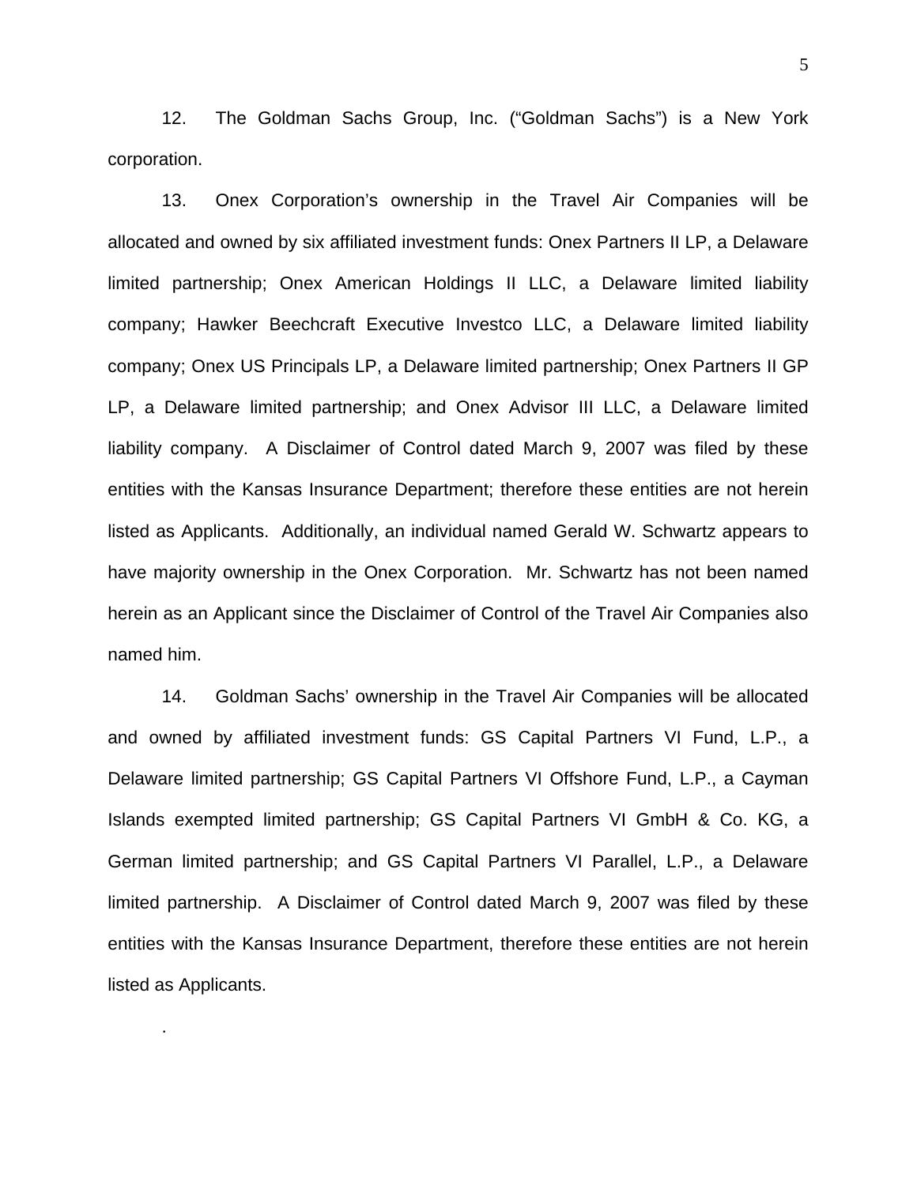12. The Goldman Sachs Group, Inc. ("Goldman Sachs") is a New York corporation.

13. Onex Corporation's ownership in the Travel Air Companies will be allocated and owned by six affiliated investment funds: Onex Partners II LP, a Delaware limited partnership; Onex American Holdings II LLC, a Delaware limited liability company; Hawker Beechcraft Executive Investco LLC, a Delaware limited liability company; Onex US Principals LP, a Delaware limited partnership; Onex Partners II GP LP, a Delaware limited partnership; and Onex Advisor III LLC, a Delaware limited liability company. A Disclaimer of Control dated March 9, 2007 was filed by these entities with the Kansas Insurance Department; therefore these entities are not herein listed as Applicants. Additionally, an individual named Gerald W. Schwartz appears to have majority ownership in the Onex Corporation. Mr. Schwartz has not been named herein as an Applicant since the Disclaimer of Control of the Travel Air Companies also named him.

14. Goldman Sachs' ownership in the Travel Air Companies will be allocated and owned by affiliated investment funds: GS Capital Partners VI Fund, L.P., a Delaware limited partnership; GS Capital Partners VI Offshore Fund, L.P., a Cayman Islands exempted limited partnership; GS Capital Partners VI GmbH & Co. KG, a German limited partnership; and GS Capital Partners VI Parallel, L.P., a Delaware limited partnership. A Disclaimer of Control dated March 9, 2007 was filed by these entities with the Kansas Insurance Department, therefore these entities are not herein listed as Applicants.

.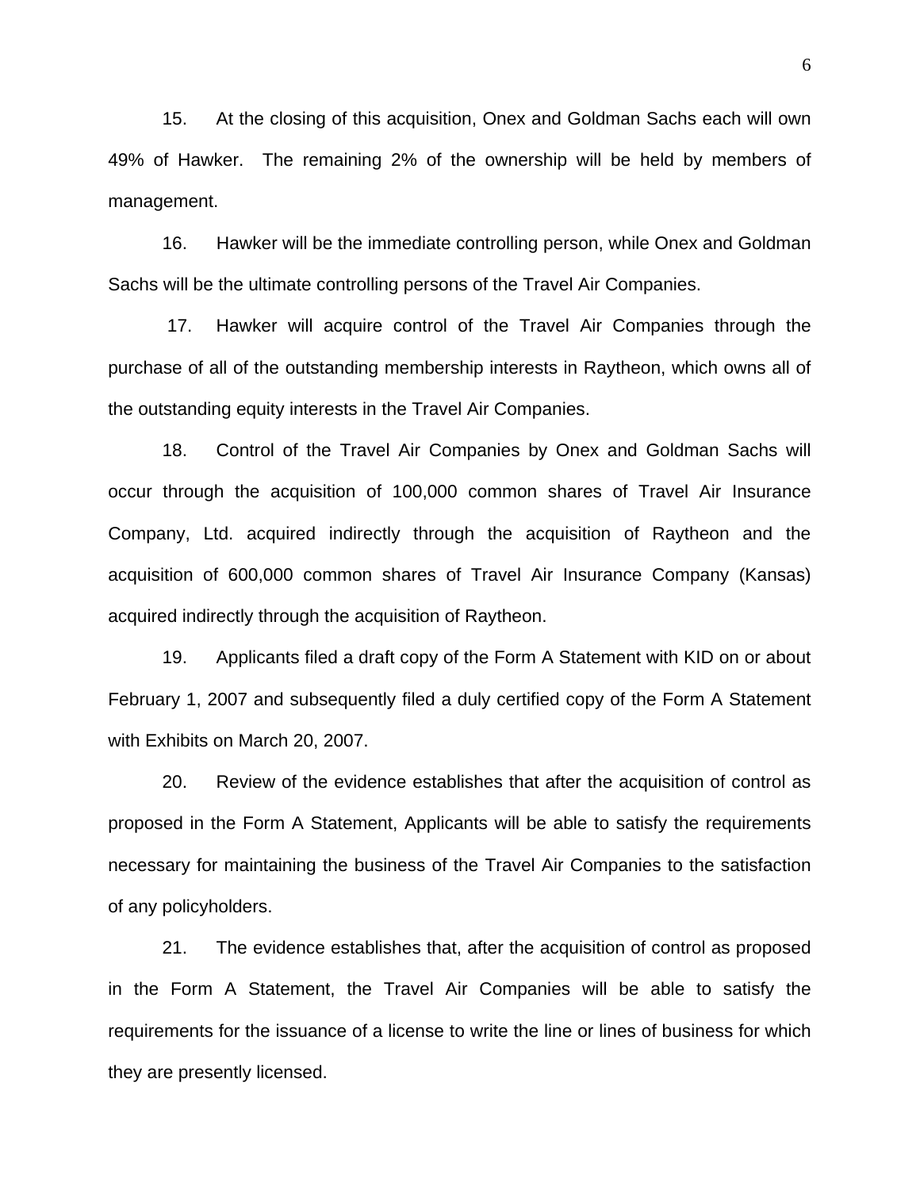15. At the closing of this acquisition, Onex and Goldman Sachs each will own 49% of Hawker. The remaining 2% of the ownership will be held by members of management.

16. Hawker will be the immediate controlling person, while Onex and Goldman Sachs will be the ultimate controlling persons of the Travel Air Companies.

17. Hawker will acquire control of the Travel Air Companies through the purchase of all of the outstanding membership interests in Raytheon, which owns all of the outstanding equity interests in the Travel Air Companies.

18. Control of the Travel Air Companies by Onex and Goldman Sachs will occur through the acquisition of 100,000 common shares of Travel Air Insurance Company, Ltd. acquired indirectly through the acquisition of Raytheon and the acquisition of 600,000 common shares of Travel Air Insurance Company (Kansas) acquired indirectly through the acquisition of Raytheon.

19. Applicants filed a draft copy of the Form A Statement with KID on or about February 1, 2007 and subsequently filed a duly certified copy of the Form A Statement with Exhibits on March 20, 2007.

20. Review of the evidence establishes that after the acquisition of control as proposed in the Form A Statement, Applicants will be able to satisfy the requirements necessary for maintaining the business of the Travel Air Companies to the satisfaction of any policyholders.

21. The evidence establishes that, after the acquisition of control as proposed in the Form A Statement, the Travel Air Companies will be able to satisfy the requirements for the issuance of a license to write the line or lines of business for which they are presently licensed.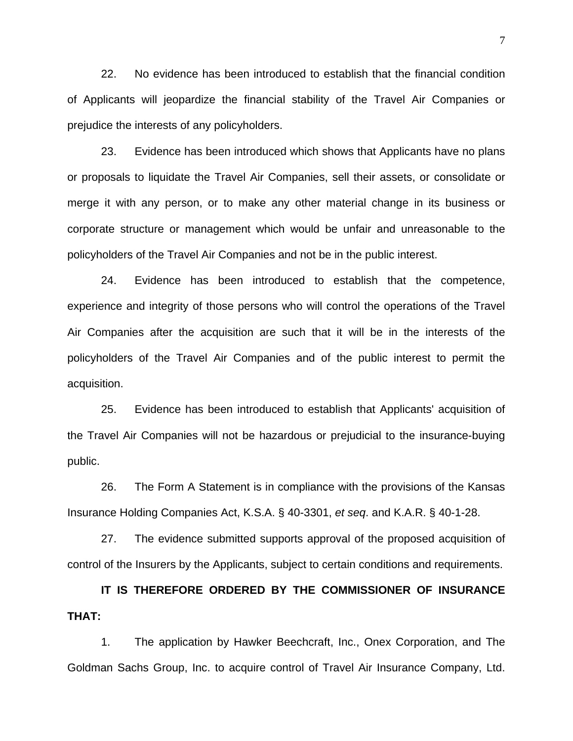22. No evidence has been introduced to establish that the financial condition of Applicants will jeopardize the financial stability of the Travel Air Companies or prejudice the interests of any policyholders.

23. Evidence has been introduced which shows that Applicants have no plans or proposals to liquidate the Travel Air Companies, sell their assets, or consolidate or merge it with any person, or to make any other material change in its business or corporate structure or management which would be unfair and unreasonable to the policyholders of the Travel Air Companies and not be in the public interest.

24. Evidence has been introduced to establish that the competence, experience and integrity of those persons who will control the operations of the Travel Air Companies after the acquisition are such that it will be in the interests of the policyholders of the Travel Air Companies and of the public interest to permit the acquisition.

25. Evidence has been introduced to establish that Applicants' acquisition of the Travel Air Companies will not be hazardous or prejudicial to the insurance-buying public.

26. The Form A Statement is in compliance with the provisions of the Kansas Insurance Holding Companies Act, K.S.A. § 40-3301, *et seq*. and K.A.R. § 40-1-28.

27. The evidence submitted supports approval of the proposed acquisition of control of the Insurers by the Applicants, subject to certain conditions and requirements.

**IT IS THEREFORE ORDERED BY THE COMMISSIONER OF INSURANCE THAT:**

1. The application by Hawker Beechcraft, Inc., Onex Corporation, and The Goldman Sachs Group, Inc. to acquire control of Travel Air Insurance Company, Ltd.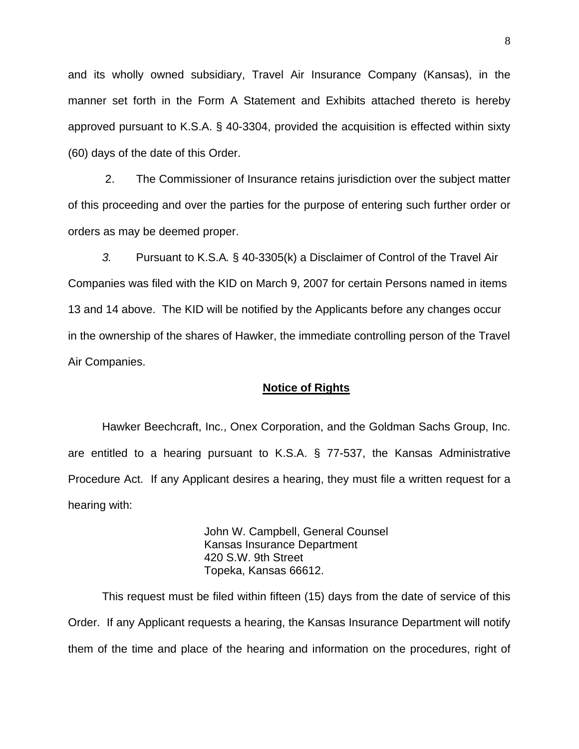and its wholly owned subsidiary, Travel Air Insurance Company (Kansas), in the manner set forth in the Form A Statement and Exhibits attached thereto is hereby approved pursuant to K.S.A. § 40-3304, provided the acquisition is effected within sixty (60) days of the date of this Order.

2. The Commissioner of Insurance retains jurisdiction over the subject matter of this proceeding and over the parties for the purpose of entering such further order or orders as may be deemed proper.

*3.* Pursuant to K.S.A*.* § 40-3305(k) a Disclaimer of Control of the Travel Air Companies was filed with the KID on March 9, 2007 for certain Persons named in items 13 and 14 above. The KID will be notified by the Applicants before any changes occur in the ownership of the shares of Hawker, the immediate controlling person of the Travel Air Companies.

**Notice of Rights**

Hawker Beechcraft, Inc., Onex Corporation, and the Goldman Sachs Group, Inc. are entitled to a hearing pursuant to K.S.A. § 77-537, the Kansas Administrative Procedure Act. If any Applicant desires a hearing, they must file a written request for a hearing with:

John W. Campbell, General Counsel
Kansas Insurance Department
420 S.W. 9th Street
Topeka, Kansas 66612.

This request must be filed within fifteen (15) days from the date of service of this Order. If any Applicant requests a hearing, the Kansas Insurance Department will notify them of the time and place of the hearing and information on the procedures, right of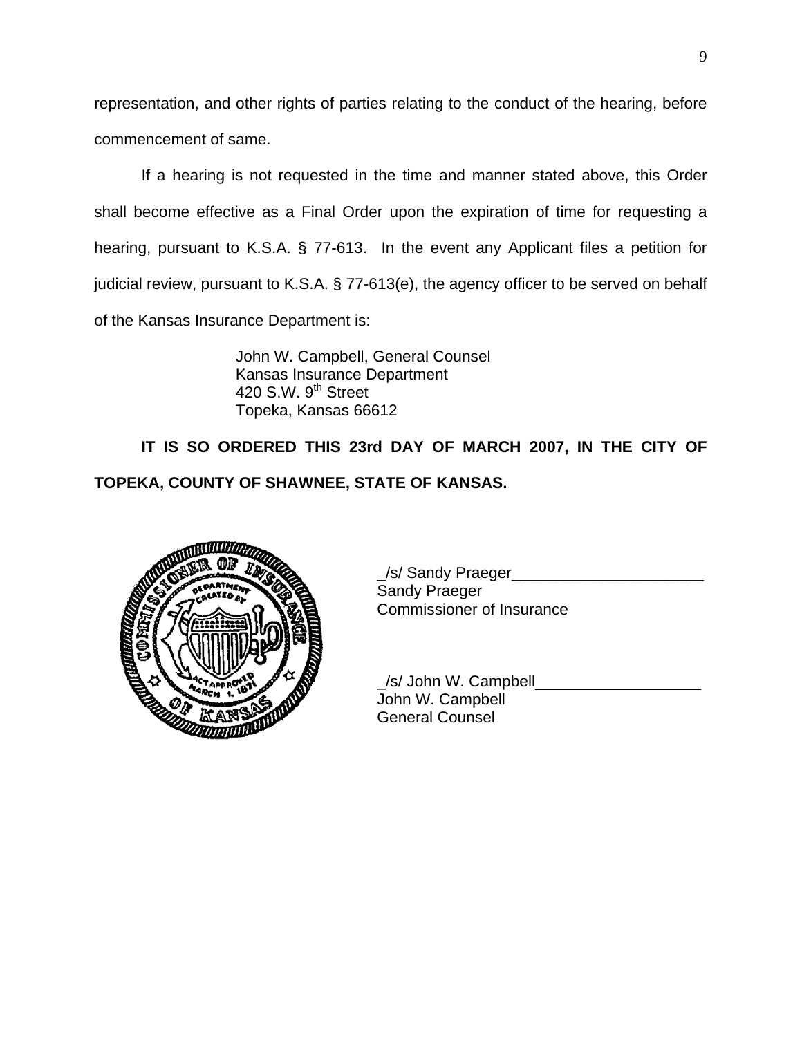representation, and other rights of parties relating to the conduct of the hearing, before commencement of same.

If a hearing is not requested in the time and manner stated above, this Order shall become effective as a Final Order upon the expiration of time for requesting a hearing, pursuant to K.S.A. § 77-613. In the event any Applicant files a petition for judicial review, pursuant to K.S.A. § 77-613(e), the agency officer to be served on behalf of the Kansas Insurance Department is:

John W. Campbell, General Counsel
Kansas Insurance Department
420 S.W. 9th Street
Topeka, Kansas 66612

**IT IS SO ORDERED THIS 23rd DAY OF MARCH 2007, IN THE CITY OF TOPEKA, COUNTY OF SHAWNEE, STATE OF KANSAS.**

_/s/ Sandy Praeger______________________
Sandy Praeger
Commissioner of Insurance

_/s/ John W. Campbell___________________
John W. Campbell
General Counsel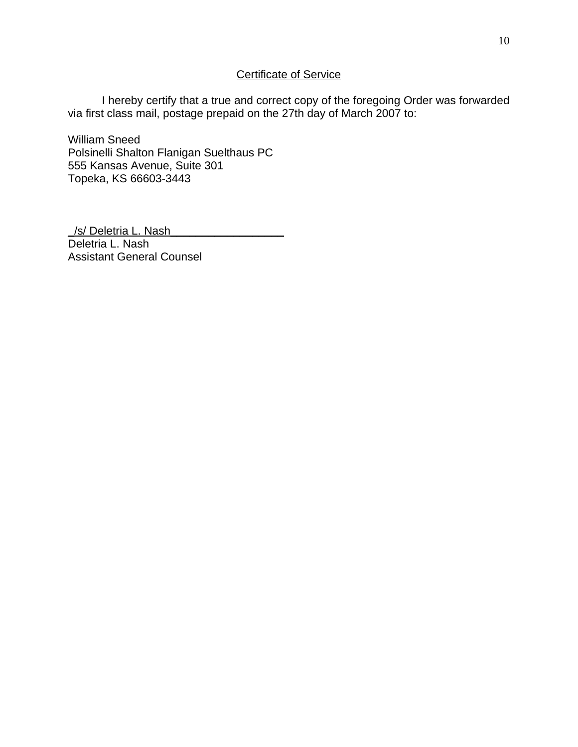## Certificate of Service

I hereby certify that a true and correct copy of the foregoing Order was forwarded via first class mail, postage prepaid on the 27th day of March 2007 to:

William Sneed
Polsinelli Shalton Flanigan Suelthaus PC
555 Kansas Avenue, Suite 301
Topeka, KS 66603-3443

/s/ Deletria L. Nash
Deletria L. Nash
Assistant General Counsel